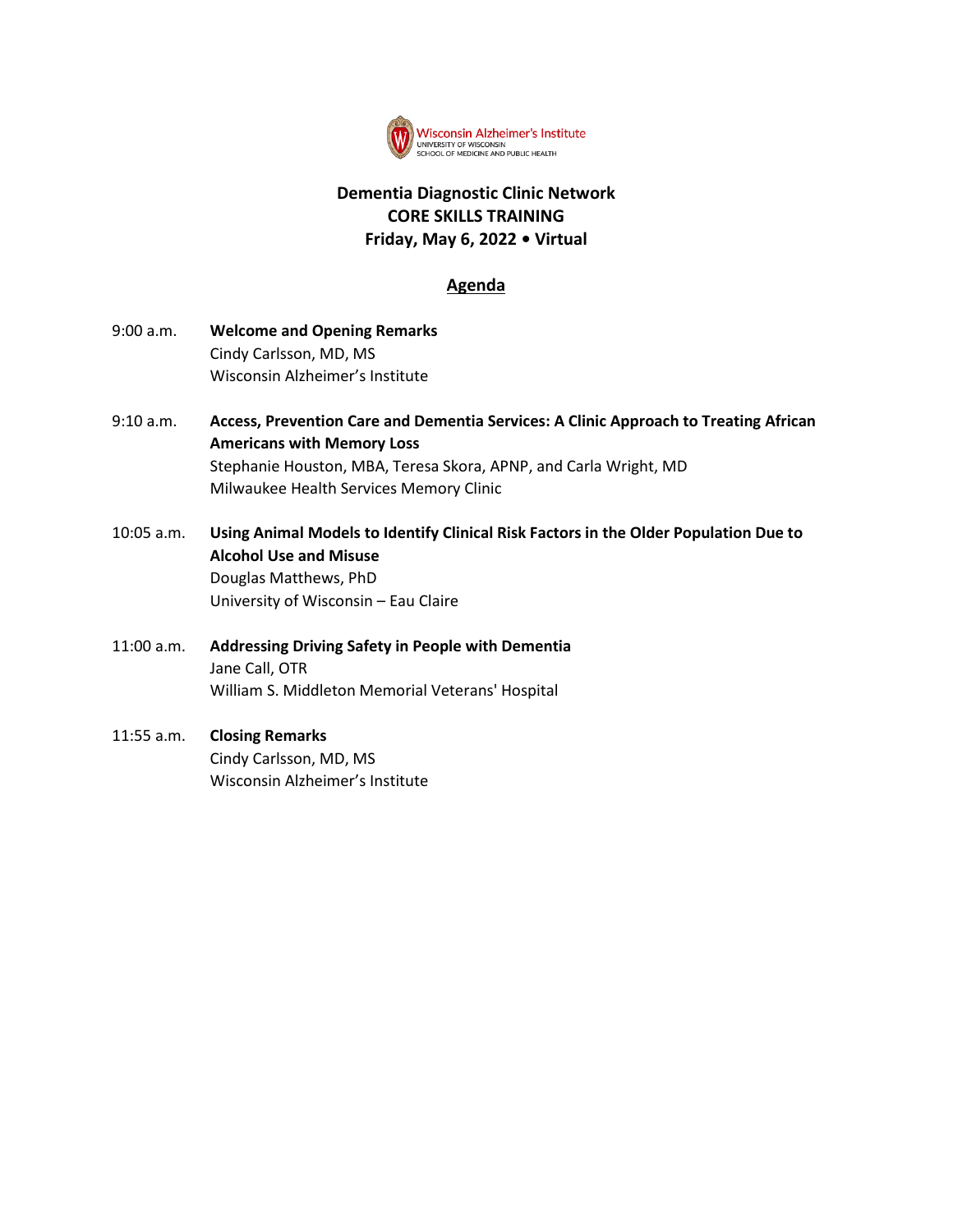Wisconsin Alzheimer's Institute
UNIVERSITY OF WISCONSIN
SCHOOL OF MEDICINE AND PUBLIC HEALTH

# Dementia Diagnostic Clinic Network
# CORE SKILLS TRAINING
# Friday, May 6, 2022 • Virtual

## Agenda

9:00 a.m. **Welcome and Opening Remarks**
Cindy Carlsson, MD, MS
Wisconsin Alzheimer's Institute

9:10 a.m. **Access, Prevention Care and Dementia Services: A Clinic Approach to Treating African Americans with Memory Loss**
Stephanie Houston, MBA, Teresa Skora, APNP, and Carla Wright, MD
Milwaukee Health Services Memory Clinic

10:05 a.m. **Using Animal Models to Identify Clinical Risk Factors in the Older Population Due to Alcohol Use and Misuse**
Douglas Matthews, PhD
University of Wisconsin – Eau Claire

11:00 a.m. **Addressing Driving Safety in People with Dementia**
Jane Call, OTR
William S. Middleton Memorial Veterans' Hospital

11:55 a.m. **Closing Remarks**
Cindy Carlsson, MD, MS
Wisconsin Alzheimer's Institute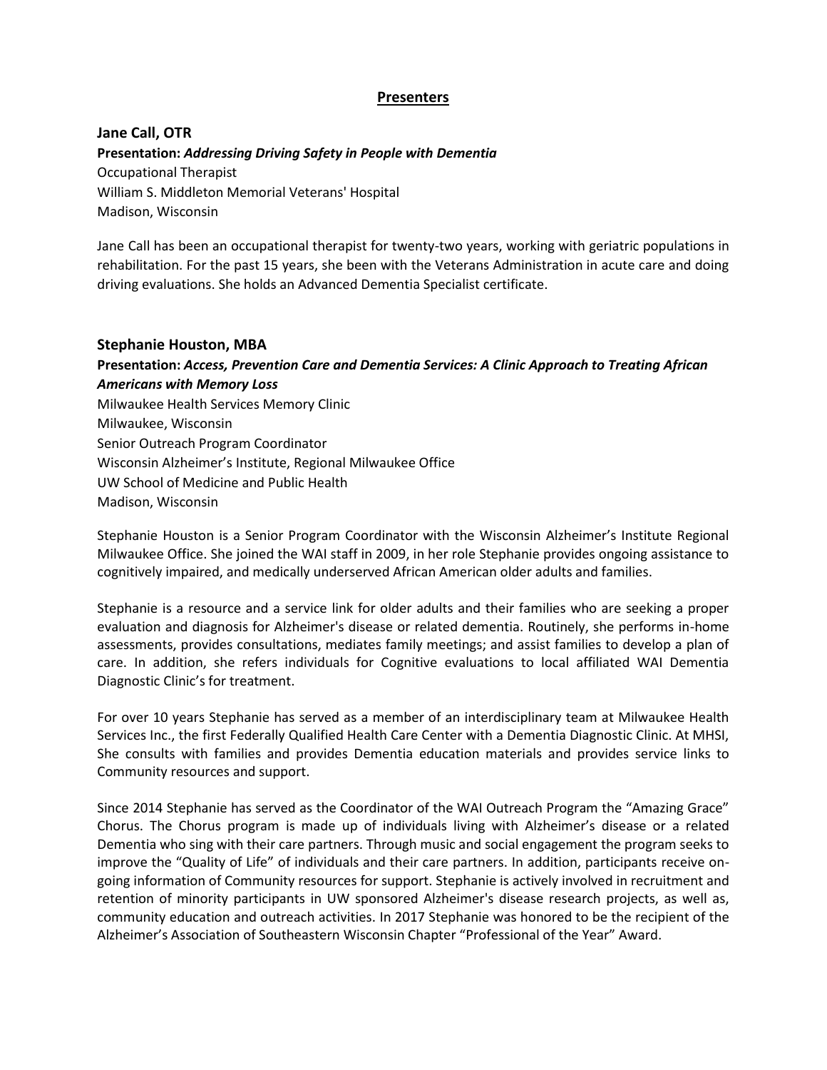## Presenters

### Jane Call, OTR

**Presentation:** ***Addressing Driving Safety in People with Dementia***

Occupational Therapist
William S. Middleton Memorial Veterans' Hospital
Madison, Wisconsin

Jane Call has been an occupational therapist for twenty-two years, working with geriatric populations in rehabilitation. For the past 15 years, she been with the Veterans Administration in acute care and doing driving evaluations. She holds an Advanced Dementia Specialist certificate.

### Stephanie Houston, MBA

**Presentation:** ***Access, Prevention Care and Dementia Services: A Clinic Approach to Treating African Americans with Memory Loss***

Milwaukee Health Services Memory Clinic
Milwaukee, Wisconsin
Senior Outreach Program Coordinator
Wisconsin Alzheimer's Institute, Regional Milwaukee Office
UW School of Medicine and Public Health
Madison, Wisconsin

Stephanie Houston is a Senior Program Coordinator with the Wisconsin Alzheimer's Institute Regional Milwaukee Office. She joined the WAI staff in 2009, in her role Stephanie provides ongoing assistance to cognitively impaired, and medically underserved African American older adults and families.

Stephanie is a resource and a service link for older adults and their families who are seeking a proper evaluation and diagnosis for Alzheimer's disease or related dementia. Routinely, she performs in-home assessments, provides consultations, mediates family meetings; and assist families to develop a plan of care. In addition, she refers individuals for Cognitive evaluations to local affiliated WAI Dementia Diagnostic Clinic's for treatment.

For over 10 years Stephanie has served as a member of an interdisciplinary team at Milwaukee Health Services Inc., the first Federally Qualified Health Care Center with a Dementia Diagnostic Clinic. At MHSI, She consults with families and provides Dementia education materials and provides service links to Community resources and support.

Since 2014 Stephanie has served as the Coordinator of the WAI Outreach Program the "Amazing Grace" Chorus. The Chorus program is made up of individuals living with Alzheimer's disease or a related Dementia who sing with their care partners. Through music and social engagement the program seeks to improve the "Quality of Life" of individuals and their care partners. In addition, participants receive on-going information of Community resources for support. Stephanie is actively involved in recruitment and retention of minority participants in UW sponsored Alzheimer's disease research projects, as well as, community education and outreach activities. In 2017 Stephanie was honored to be the recipient of the Alzheimer's Association of Southeastern Wisconsin Chapter "Professional of the Year" Award.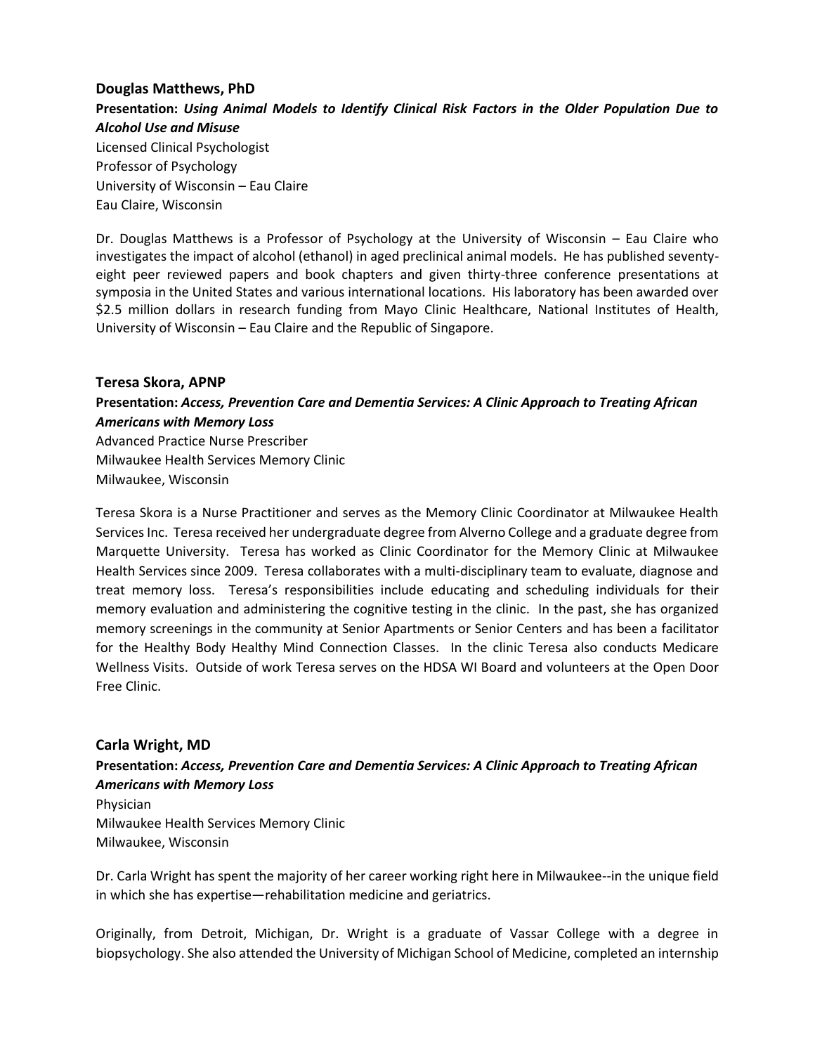**Douglas Matthews, PhD**

**Presentation:** ***Using Animal Models to Identify Clinical Risk Factors in the Older Population Due to Alcohol Use and Misuse***

Licensed Clinical Psychologist
Professor of Psychology
University of Wisconsin – Eau Claire
Eau Claire, Wisconsin

Dr. Douglas Matthews is a Professor of Psychology at the University of Wisconsin – Eau Claire who investigates the impact of alcohol (ethanol) in aged preclinical animal models. He has published seventy-eight peer reviewed papers and book chapters and given thirty-three conference presentations at symposia in the United States and various international locations. His laboratory has been awarded over $2.5 million dollars in research funding from Mayo Clinic Healthcare, National Institutes of Health, University of Wisconsin – Eau Claire and the Republic of Singapore.

**Teresa Skora, APNP**

**Presentation:** ***Access, Prevention Care and Dementia Services: A Clinic Approach to Treating African Americans with Memory Loss***

Advanced Practice Nurse Prescriber
Milwaukee Health Services Memory Clinic
Milwaukee, Wisconsin

Teresa Skora is a Nurse Practitioner and serves as the Memory Clinic Coordinator at Milwaukee Health Services Inc. Teresa received her undergraduate degree from Alverno College and a graduate degree from Marquette University. Teresa has worked as Clinic Coordinator for the Memory Clinic at Milwaukee Health Services since 2009. Teresa collaborates with a multi-disciplinary team to evaluate, diagnose and treat memory loss. Teresa's responsibilities include educating and scheduling individuals for their memory evaluation and administering the cognitive testing in the clinic. In the past, she has organized memory screenings in the community at Senior Apartments or Senior Centers and has been a facilitator for the Healthy Body Healthy Mind Connection Classes. In the clinic Teresa also conducts Medicare Wellness Visits. Outside of work Teresa serves on the HDSA WI Board and volunteers at the Open Door Free Clinic.

**Carla Wright, MD**

**Presentation:** ***Access, Prevention Care and Dementia Services: A Clinic Approach to Treating African Americans with Memory Loss***

Physician
Milwaukee Health Services Memory Clinic
Milwaukee, Wisconsin

Dr. Carla Wright has spent the majority of her career working right here in Milwaukee--in the unique field in which she has expertise—rehabilitation medicine and geriatrics.

Originally, from Detroit, Michigan, Dr. Wright is a graduate of Vassar College with a degree in biopsychology. She also attended the University of Michigan School of Medicine, completed an internship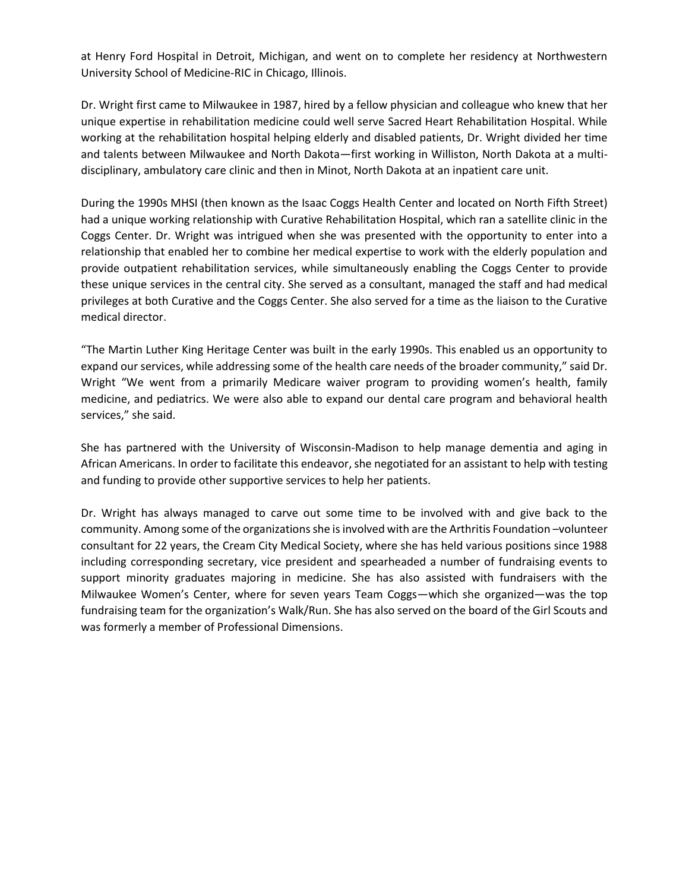at Henry Ford Hospital in Detroit, Michigan, and went on to complete her residency at Northwestern University School of Medicine-RIC in Chicago, Illinois.

Dr. Wright first came to Milwaukee in 1987, hired by a fellow physician and colleague who knew that her unique expertise in rehabilitation medicine could well serve Sacred Heart Rehabilitation Hospital. While working at the rehabilitation hospital helping elderly and disabled patients, Dr. Wright divided her time and talents between Milwaukee and North Dakota—first working in Williston, North Dakota at a multi-disciplinary, ambulatory care clinic and then in Minot, North Dakota at an inpatient care unit.

During the 1990s MHSI (then known as the Isaac Coggs Health Center and located on North Fifth Street) had a unique working relationship with Curative Rehabilitation Hospital, which ran a satellite clinic in the Coggs Center. Dr. Wright was intrigued when she was presented with the opportunity to enter into a relationship that enabled her to combine her medical expertise to work with the elderly population and provide outpatient rehabilitation services, while simultaneously enabling the Coggs Center to provide these unique services in the central city. She served as a consultant, managed the staff and had medical privileges at both Curative and the Coggs Center. She also served for a time as the liaison to the Curative medical director.

"The Martin Luther King Heritage Center was built in the early 1990s. This enabled us an opportunity to expand our services, while addressing some of the health care needs of the broader community," said Dr. Wright "We went from a primarily Medicare waiver program to providing women's health, family medicine, and pediatrics. We were also able to expand our dental care program and behavioral health services," she said.

She has partnered with the University of Wisconsin-Madison to help manage dementia and aging in African Americans. In order to facilitate this endeavor, she negotiated for an assistant to help with testing and funding to provide other supportive services to help her patients.

Dr. Wright has always managed to carve out some time to be involved with and give back to the community. Among some of the organizations she is involved with are the Arthritis Foundation –volunteer consultant for 22 years, the Cream City Medical Society, where she has held various positions since 1988 including corresponding secretary, vice president and spearheaded a number of fundraising events to support minority graduates majoring in medicine. She has also assisted with fundraisers with the Milwaukee Women's Center, where for seven years Team Coggs—which she organized—was the top fundraising team for the organization's Walk/Run. She has also served on the board of the Girl Scouts and was formerly a member of Professional Dimensions.